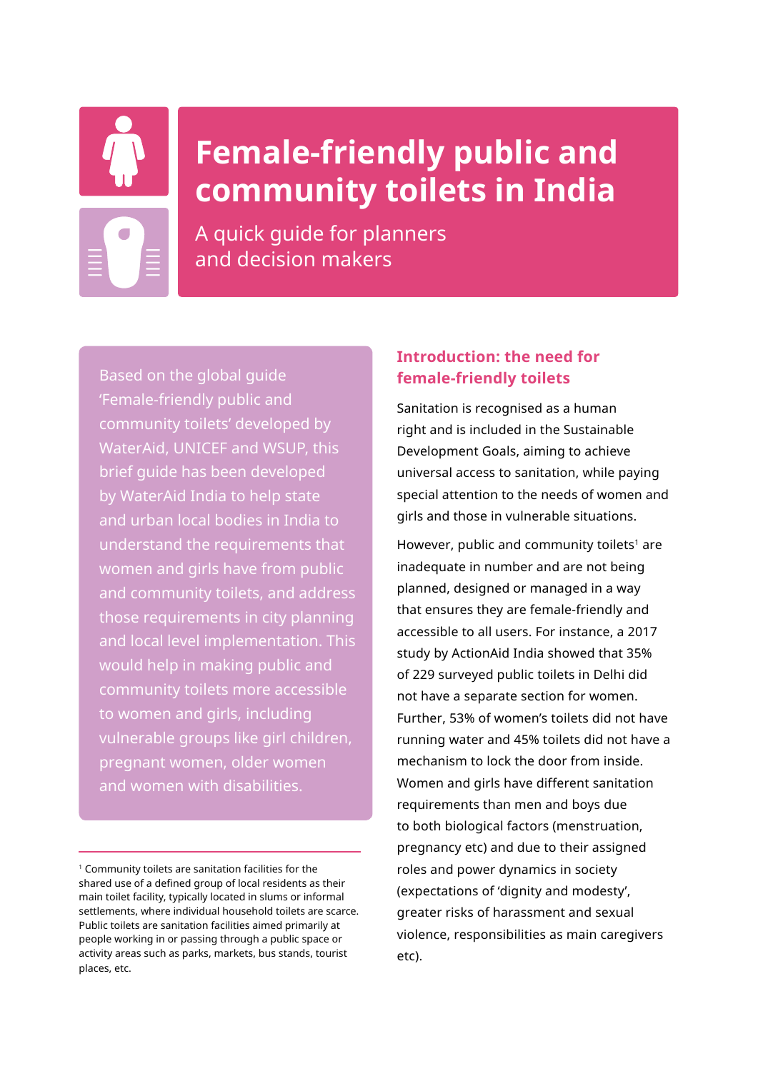# Female-friendly public and community toilets in India

A quick guide for planners and decision makers

Based on the global guide 'Female-friendly public and community toilets' developed by WaterAid, UNICEF and WSUP, this brief guide has been developed by WaterAid India to help state and urban local bodies in India to understand the requirements that women and girls have from public and community toilets, and address those requirements in city planning and local level implementation. This would help in making public and community toilets more accessible to women and girls, including vulnerable groups like girl children, pregnant women, older women and women with disabilities.

## Introduction: the need for female-friendly toilets

Sanitation is recognised as a human right and is included in the Sustainable Development Goals, aiming to achieve universal access to sanitation, while paying special attention to the needs of women and girls and those in vulnerable situations.

However, public and community toilets[1] are inadequate in number and are not being planned, designed or managed in a way that ensures they are female-friendly and accessible to all users. For instance, a 2017 study by ActionAid India showed that 35% of 229 surveyed public toilets in Delhi did not have a separate section for women. Further, 53% of women's toilets did not have running water and 45% toilets did not have a mechanism to lock the door from inside. Women and girls have different sanitation requirements than men and boys due to both biological factors (menstruation, pregnancy etc) and due to their assigned roles and power dynamics in society (expectations of 'dignity and modesty', greater risks of harassment and sexual violence, responsibilities as main caregivers etc).

---

[1] Community toilets are sanitation facilities for the shared use of a defined group of local residents as their main toilet facility, typically located in slums or informal settlements, where individual household toilets are scarce. Public toilets are sanitation facilities aimed primarily at people working in or passing through a public space or activity areas such as parks, markets, bus stands, tourist places, etc.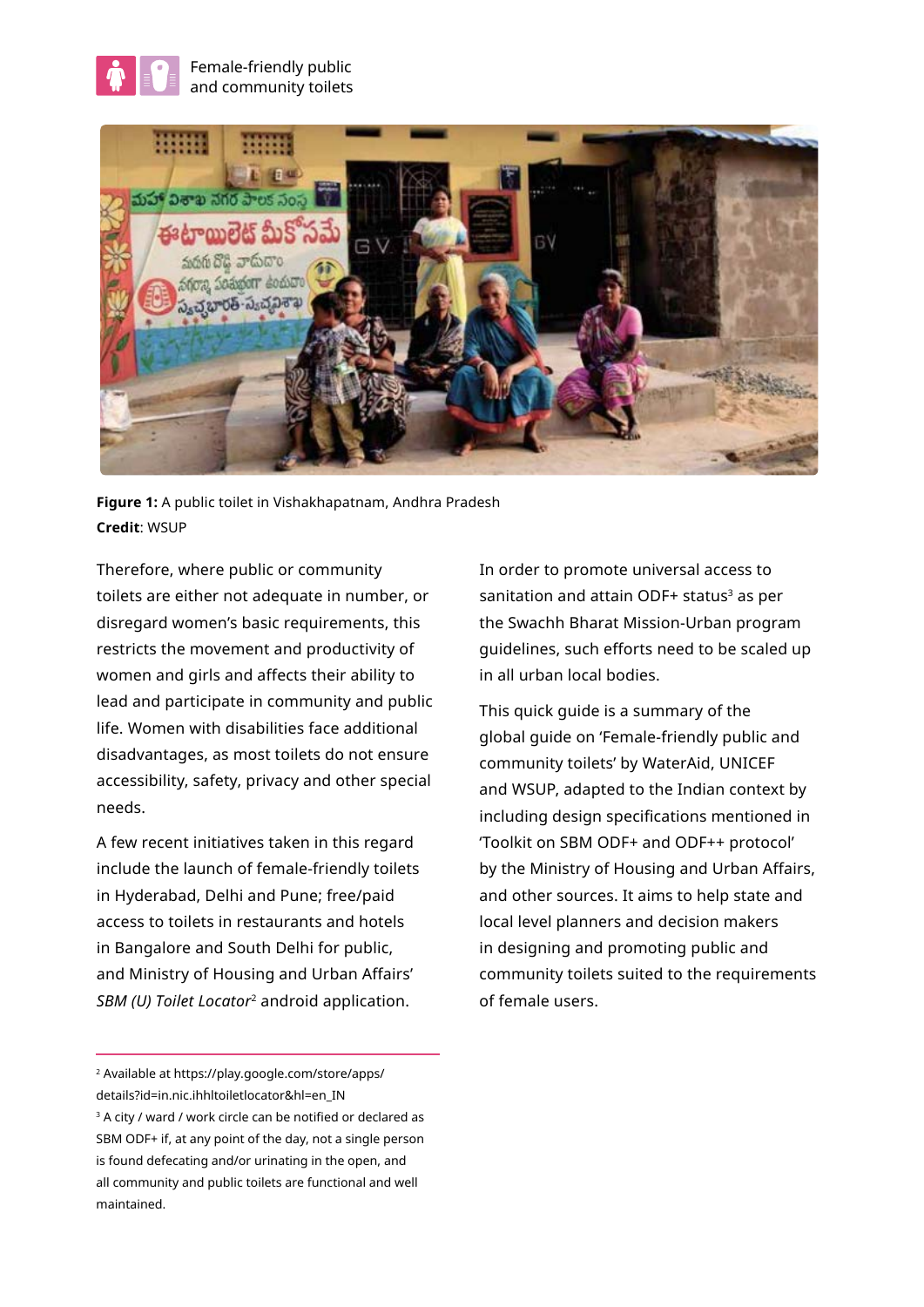**Figure 1:** A public toilet in Vishakhapatnam, Andhra Pradesh
**Credit**: WSUP

Therefore, where public or community toilets are either not adequate in number, or disregard women's basic requirements, this restricts the movement and productivity of women and girls and affects their ability to lead and participate in community and public life. Women with disabilities face additional disadvantages, as most toilets do not ensure accessibility, safety, privacy and other special needs.

A few recent initiatives taken in this regard include the launch of female-friendly toilets in Hyderabad, Delhi and Pune; free/paid access to toilets in restaurants and hotels in Bangalore and South Delhi for public, and Ministry of Housing and Urban Affairs' *SBM (U) Toilet Locator*[2] android application.

In order to promote universal access to sanitation and attain ODF+ status[3] as per the Swachh Bharat Mission-Urban program guidelines, such efforts need to be scaled up in all urban local bodies.

This quick guide is a summary of the global guide on 'Female-friendly public and community toilets' by WaterAid, UNICEF and WSUP, adapted to the Indian context by including design specifications mentioned in 'Toolkit on SBM ODF+ and ODF++ protocol' by the Ministry of Housing and Urban Affairs, and other sources. It aims to help state and local level planners and decision makers in designing and promoting public and community toilets suited to the requirements of female users.

---

[2] Available at https://play.google.com/store/apps/details?id=in.nic.ihhltoiletlocator&hl=en_IN

[3] A city / ward / work circle can be notified or declared as SBM ODF+ if, at any point of the day, not a single person is found defecating and/or urinating in the open, and all community and public toilets are functional and well maintained.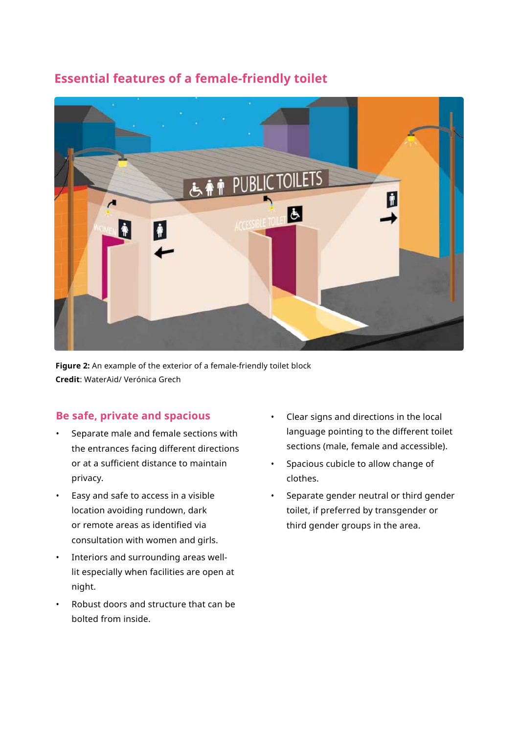## Essential features of a female-friendly toilet

**Figure 2:** An example of the exterior of a female-friendly toilet block
**Credit**: WaterAid/ Verónica Grech

### Be safe, private and spacious

- Separate male and female sections with the entrances facing different directions or at a sufficient distance to maintain privacy.
- Easy and safe to access in a visible location avoiding rundown, dark or remote areas as identified via consultation with women and girls.
- Interiors and surrounding areas well-lit especially when facilities are open at night.
- Robust doors and structure that can be bolted from inside.
- Clear signs and directions in the local language pointing to the different toilet sections (male, female and accessible).
- Spacious cubicle to allow change of clothes.
- Separate gender neutral or third gender toilet, if preferred by transgender or third gender groups in the area.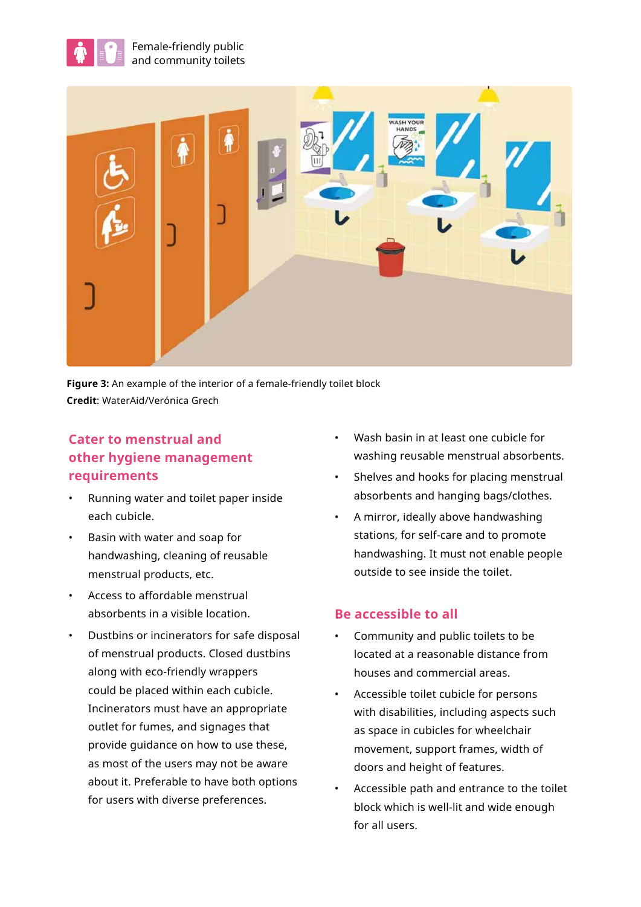**Figure 3:** An example of the interior of a female-friendly toilet block
**Credit**: WaterAid/Verónica Grech

## Cater to menstrual and other hygiene management requirements

- Running water and toilet paper inside each cubicle.
- Basin with water and soap for handwashing, cleaning of reusable menstrual products, etc.
- Access to affordable menstrual absorbents in a visible location.
- Dustbins or incinerators for safe disposal of menstrual products. Closed dustbins along with eco-friendly wrappers could be placed within each cubicle. Incinerators must have an appropriate outlet for fumes, and signages that provide guidance on how to use these, as most of the users may not be aware about it. Preferable to have both options for users with diverse preferences.
- Wash basin in at least one cubicle for washing reusable menstrual absorbents.
- Shelves and hooks for placing menstrual absorbents and hanging bags/clothes.
- A mirror, ideally above handwashing stations, for self-care and to promote handwashing. It must not enable people outside to see inside the toilet.

## Be accessible to all

- Community and public toilets to be located at a reasonable distance from houses and commercial areas.
- Accessible toilet cubicle for persons with disabilities, including aspects such as space in cubicles for wheelchair movement, support frames, width of doors and height of features.
- Accessible path and entrance to the toilet block which is well-lit and wide enough for all users.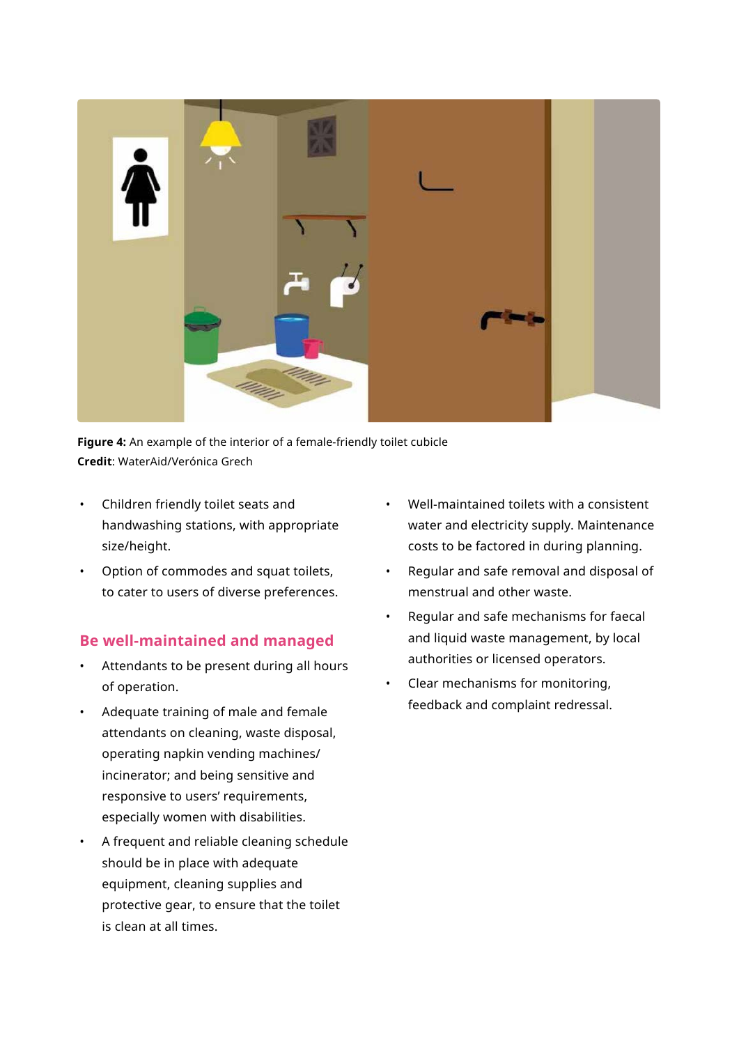**Figure 4:** An example of the interior of a female-friendly toilet cubicle
**Credit**: WaterAid/Verónica Grech

- Children friendly toilet seats and handwashing stations, with appropriate size/height.
- Option of commodes and squat toilets, to cater to users of diverse preferences.

## Be well-maintained and managed

- Attendants to be present during all hours of operation.
- Adequate training of male and female attendants on cleaning, waste disposal, operating napkin vending machines/ incinerator; and being sensitive and responsive to users' requirements, especially women with disabilities.
- A frequent and reliable cleaning schedule should be in place with adequate equipment, cleaning supplies and protective gear, to ensure that the toilet is clean at all times.
- Well-maintained toilets with a consistent water and electricity supply. Maintenance costs to be factored in during planning.
- Regular and safe removal and disposal of menstrual and other waste.
- Regular and safe mechanisms for faecal and liquid waste management, by local authorities or licensed operators.
- Clear mechanisms for monitoring, feedback and complaint redressal.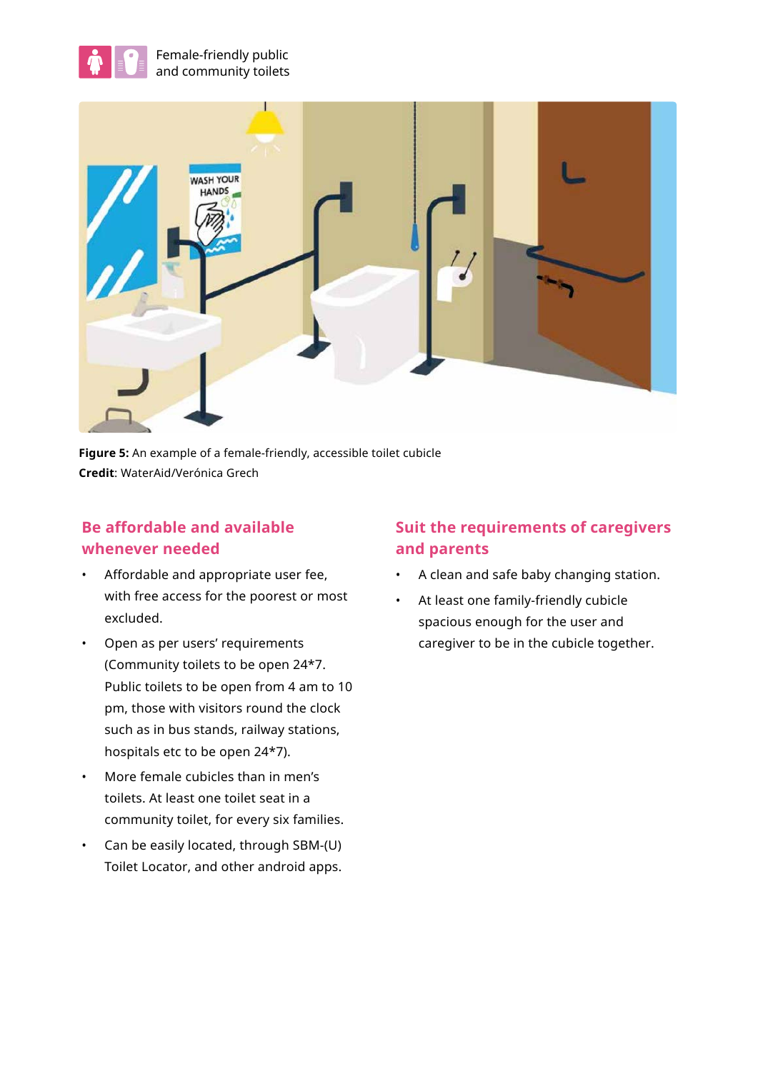**Figure 5:** An example of a female-friendly, accessible toilet cubicle
**Credit**: WaterAid/Verónica Grech

## Be affordable and available whenever needed

- Affordable and appropriate user fee, with free access for the poorest or most excluded.
- Open as per users' requirements (Community toilets to be open 24*7. Public toilets to be open from 4 am to 10 pm, those with visitors round the clock such as in bus stands, railway stations, hospitals etc to be open 24*7).
- More female cubicles than in men's toilets. At least one toilet seat in a community toilet, for every six families.
- Can be easily located, through SBM-(U) Toilet Locator, and other android apps.

## Suit the requirements of caregivers and parents

- A clean and safe baby changing station.
- At least one family-friendly cubicle spacious enough for the user and caregiver to be in the cubicle together.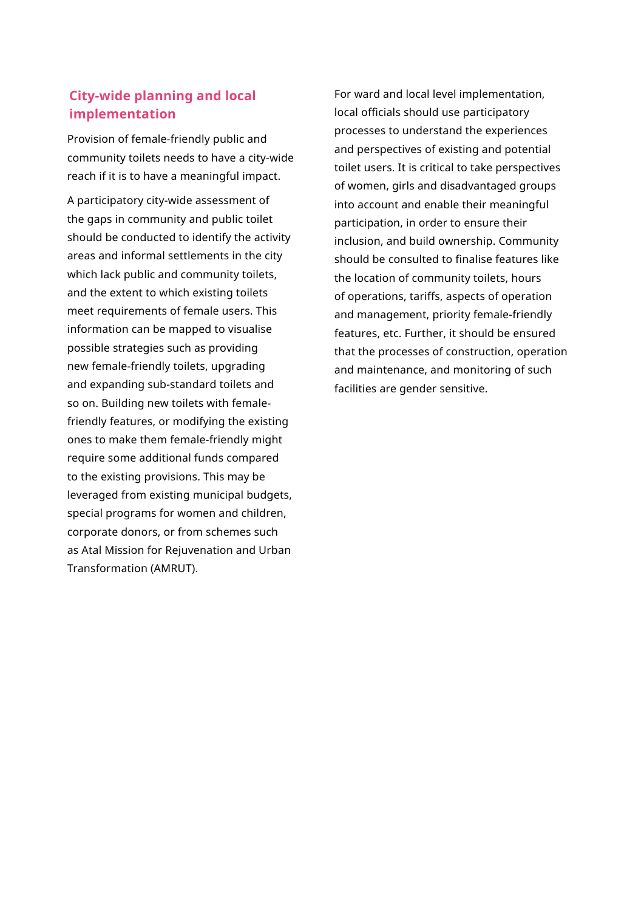## City-wide planning and local implementation

Provision of female-friendly public and community toilets needs to have a city-wide reach if it is to have a meaningful impact.

A participatory city-wide assessment of the gaps in community and public toilet should be conducted to identify the activity areas and informal settlements in the city which lack public and community toilets, and the extent to which existing toilets meet requirements of female users. This information can be mapped to visualise possible strategies such as providing new female-friendly toilets, upgrading and expanding sub-standard toilets and so on. Building new toilets with female-friendly features, or modifying the existing ones to make them female-friendly might require some additional funds compared to the existing provisions. This may be leveraged from existing municipal budgets, special programs for women and children, corporate donors, or from schemes such as Atal Mission for Rejuvenation and Urban Transformation (AMRUT).

For ward and local level implementation, local officials should use participatory processes to understand the experiences and perspectives of existing and potential toilet users. It is critical to take perspectives of women, girls and disadvantaged groups into account and enable their meaningful participation, in order to ensure their inclusion, and build ownership. Community should be consulted to finalise features like the location of community toilets, hours of operations, tariffs, aspects of operation and management, priority female-friendly features, etc. Further, it should be ensured that the processes of construction, operation and maintenance, and monitoring of such facilities are gender sensitive.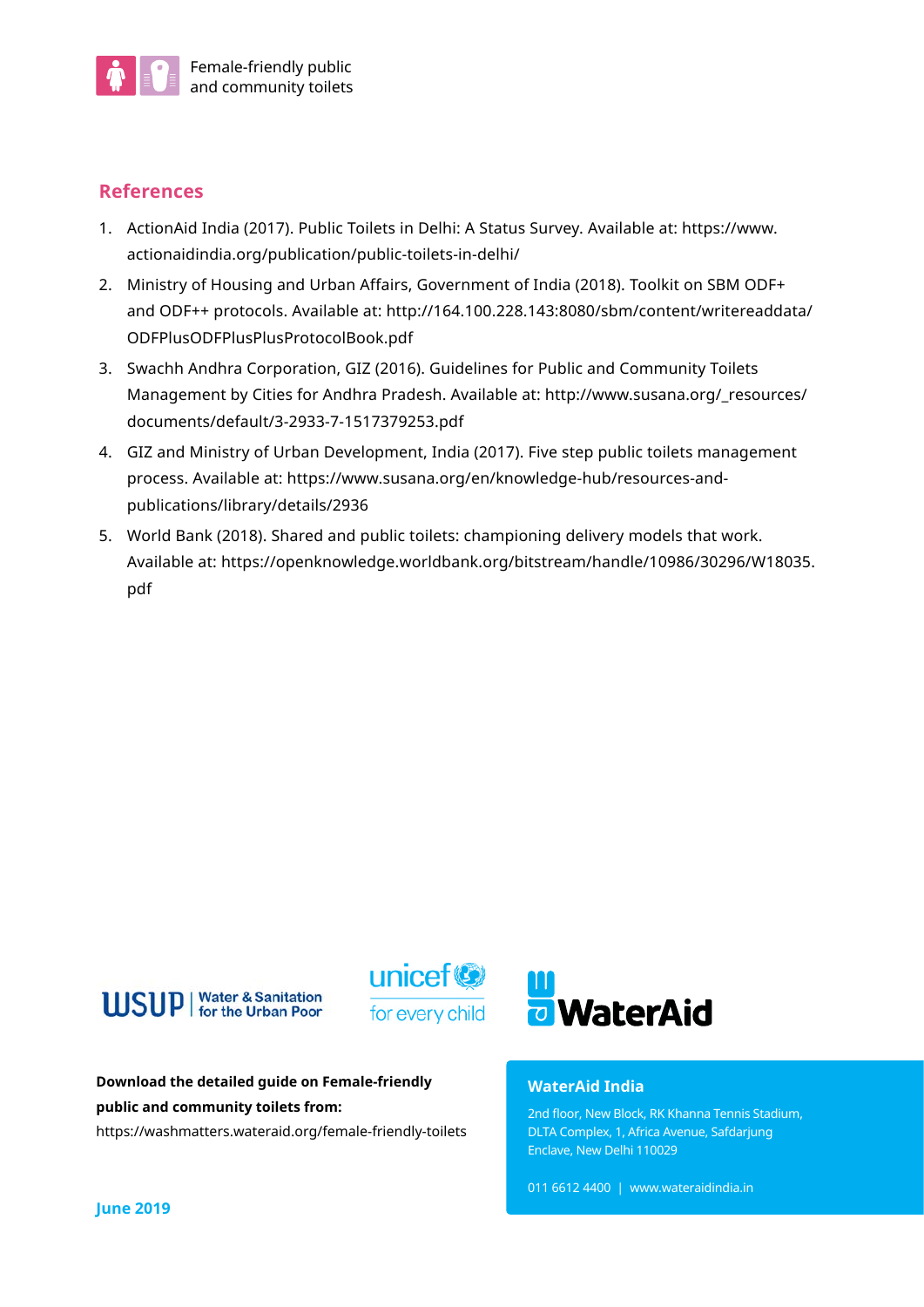## References

1. ActionAid India (2017). Public Toilets in Delhi: A Status Survey. Available at: https://www.actionaidindia.org/publication/public-toilets-in-delhi/
2. Ministry of Housing and Urban Affairs, Government of India (2018). Toolkit on SBM ODF+ and ODF++ protocols. Available at: http://164.100.228.143:8080/sbm/content/writereaddata/ODFPlusODFPlusPlusProtocolBook.pdf
3. Swachh Andhra Corporation, GIZ (2016). Guidelines for Public and Community Toilets Management by Cities for Andhra Pradesh. Available at: http://www.susana.org/_resources/documents/default/3-2933-7-1517379253.pdf
4. GIZ and Ministry of Urban Development, India (2017). Five step public toilets management process. Available at: https://www.susana.org/en/knowledge-hub/resources-and-publications/library/details/2936
5. World Bank (2018). Shared and public toilets: championing delivery models that work. Available at: https://openknowledge.worldbank.org/bitstream/handle/10986/30296/W18035.pdf

WSUP | Water & Sanitation for the Urban Poor

unicef for every child

WaterAid

**Download the detailed guide on Female-friendly public and community toilets from:**
https://washmatters.wateraid.org/female-friendly-toilets

**WaterAid India**

2nd floor, New Block, RK Khanna Tennis Stadium, DLTA Complex, 1, Africa Avenue, Safdarjung Enclave, New Delhi 110029

011 6612 4400 | www.wateraidindia.in

**June 2019**